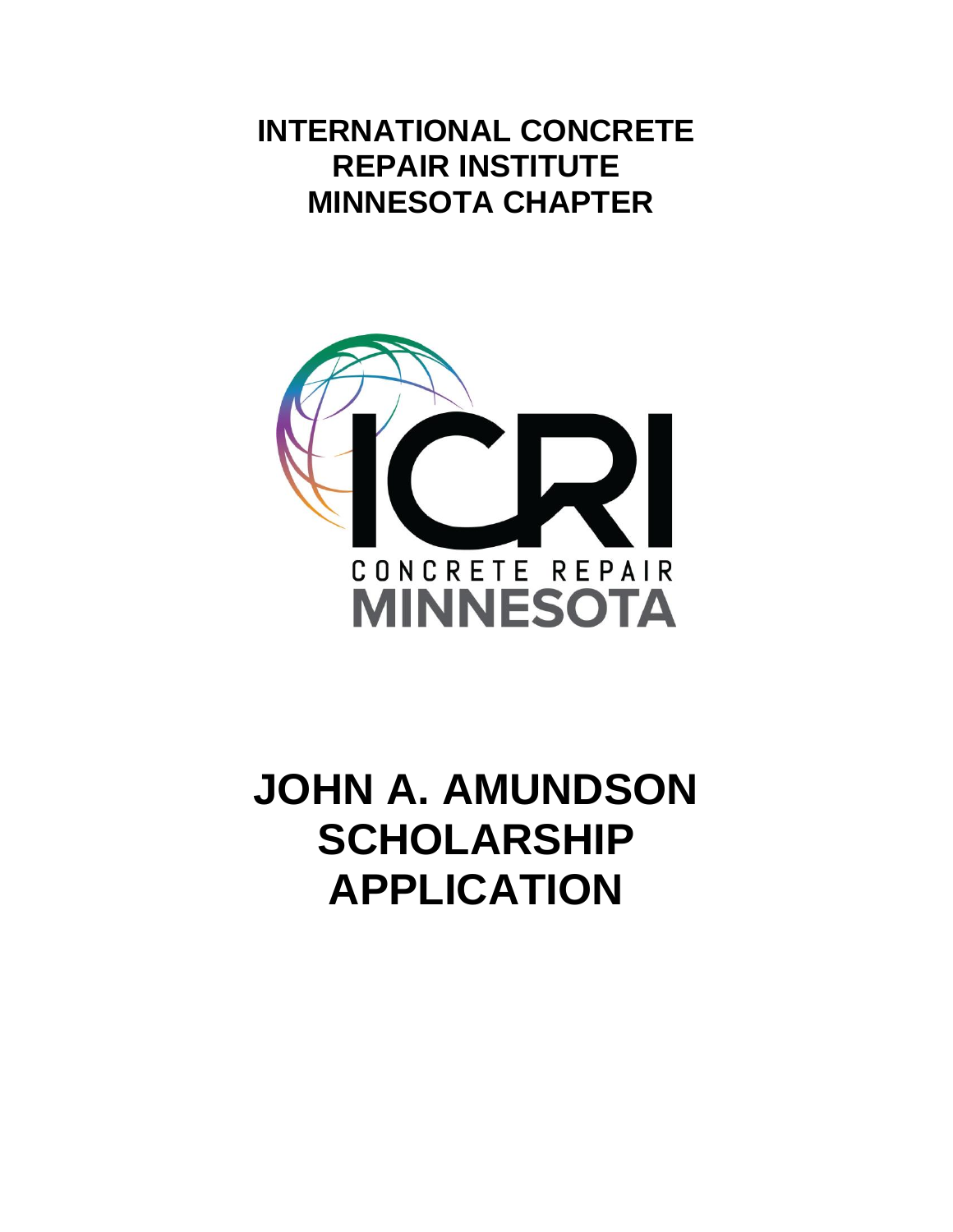# INTERNATIONAL CONCRETE REPAIR INSTITUTE MINNESOTA CHAPTER

ICRI

CONCRETE REPAIR

MINNESOTA

# JOHN A. AMUNDSON SCHOLARSHIP APPLICATION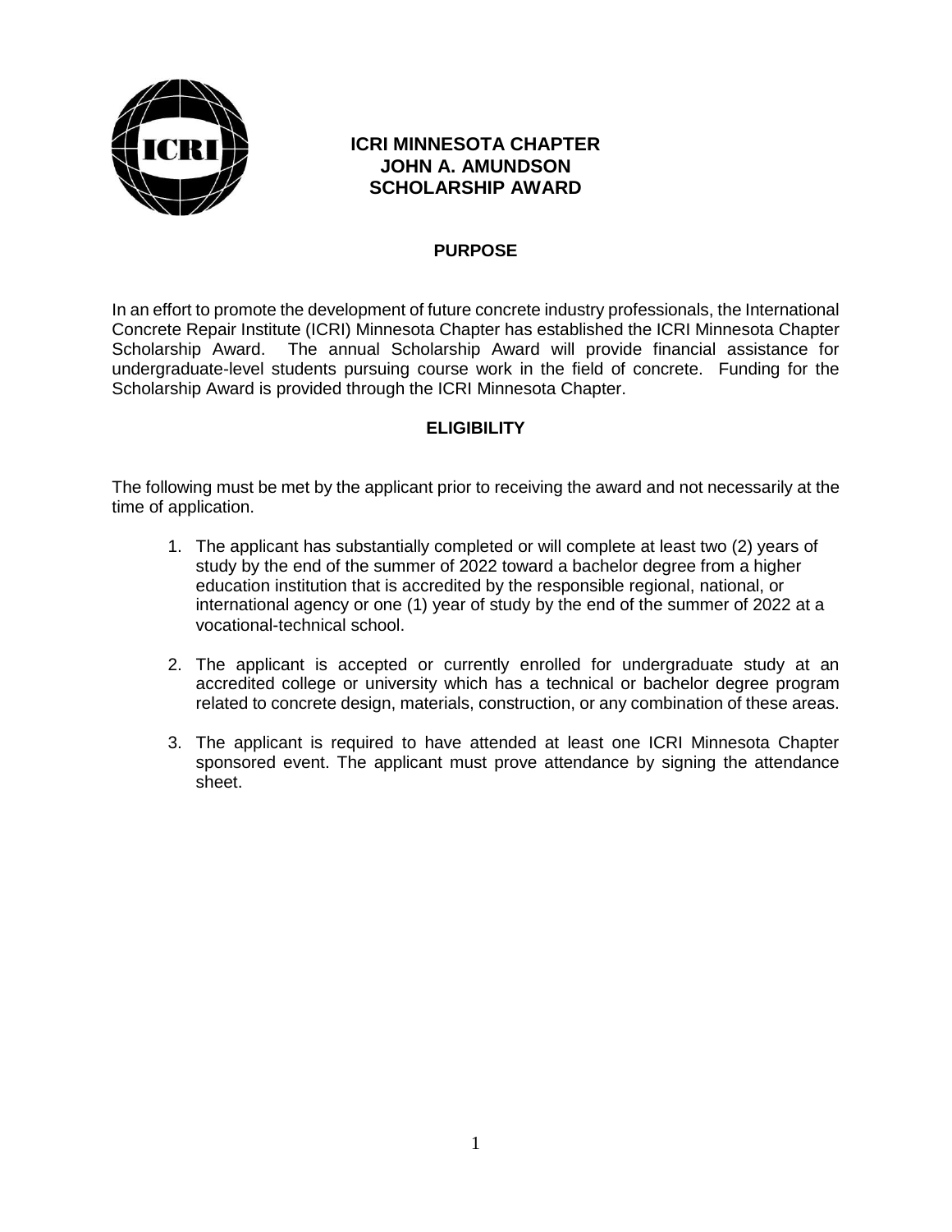# ICRI MINNESOTA CHAPTER JOHN A. AMUNDSON SCHOLARSHIP AWARD

## PURPOSE

In an effort to promote the development of future concrete industry professionals, the International Concrete Repair Institute (ICRI) Minnesota Chapter has established the ICRI Minnesota Chapter Scholarship Award. The annual Scholarship Award will provide financial assistance for undergraduate-level students pursuing course work in the field of concrete. Funding for the Scholarship Award is provided through the ICRI Minnesota Chapter.

## ELIGIBILITY

The following must be met by the applicant prior to receiving the award and not necessarily at the time of application.

1. The applicant has substantially completed or will complete at least two (2) years of study by the end of the summer of 2022 toward a bachelor degree from a higher education institution that is accredited by the responsible regional, national, or international agency or one (1) year of study by the end of the summer of 2022 at a vocational-technical school.

2. The applicant is accepted or currently enrolled for undergraduate study at an accredited college or university which has a technical or bachelor degree program related to concrete design, materials, construction, or any combination of these areas.

3. The applicant is required to have attended at least one ICRI Minnesota Chapter sponsored event. The applicant must prove attendance by signing the attendance sheet.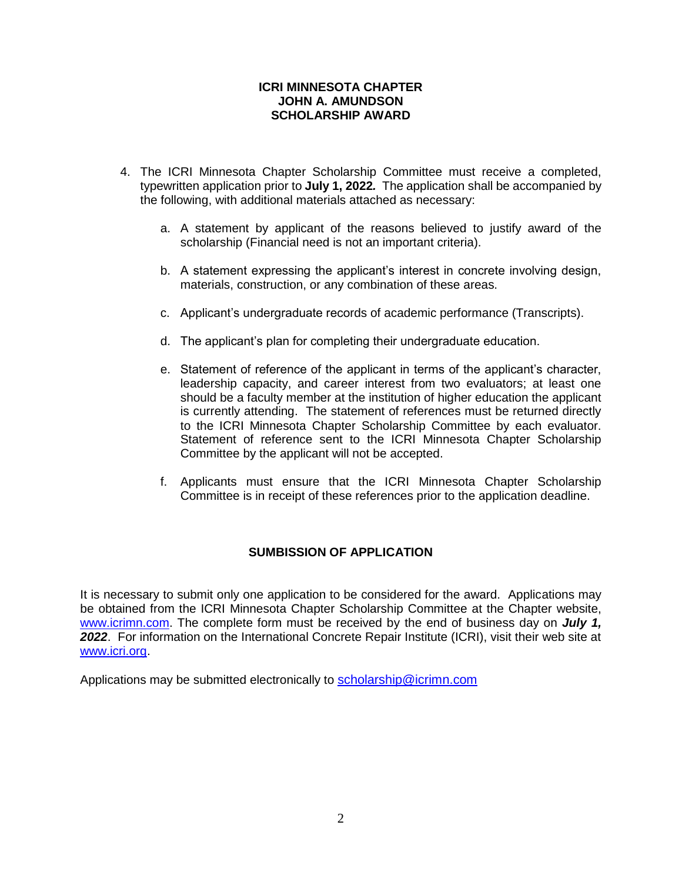**ICRI MINNESOTA CHAPTER**
**JOHN A. AMUNDSON**
**SCHOLARSHIP AWARD**

4. The ICRI Minnesota Chapter Scholarship Committee must receive a completed, typewritten application prior to **July 1, 2022.** The application shall be accompanied by the following, with additional materials attached as necessary:

   a. A statement by applicant of the reasons believed to justify award of the scholarship (Financial need is not an important criteria).

   b. A statement expressing the applicant's interest in concrete involving design, materials, construction, or any combination of these areas.

   c. Applicant's undergraduate records of academic performance (Transcripts).

   d. The applicant's plan for completing their undergraduate education.

   e. Statement of reference of the applicant in terms of the applicant's character, leadership capacity, and career interest from two evaluators; at least one should be a faculty member at the institution of higher education the applicant is currently attending. The statement of references must be returned directly to the ICRI Minnesota Chapter Scholarship Committee by each evaluator. Statement of reference sent to the ICRI Minnesota Chapter Scholarship Committee by the applicant will not be accepted.

   f. Applicants must ensure that the ICRI Minnesota Chapter Scholarship Committee is in receipt of these references prior to the application deadline.

**SUMBISSION OF APPLICATION**

It is necessary to submit only one application to be considered for the award. Applications may be obtained from the ICRI Minnesota Chapter Scholarship Committee at the Chapter website, www.icrimn.com. The complete form must be received by the end of business day on ***July 1, 2022***. For information on the International Concrete Repair Institute (ICRI), visit their web site at www.icri.org.

Applications may be submitted electronically to scholarship@icrimn.com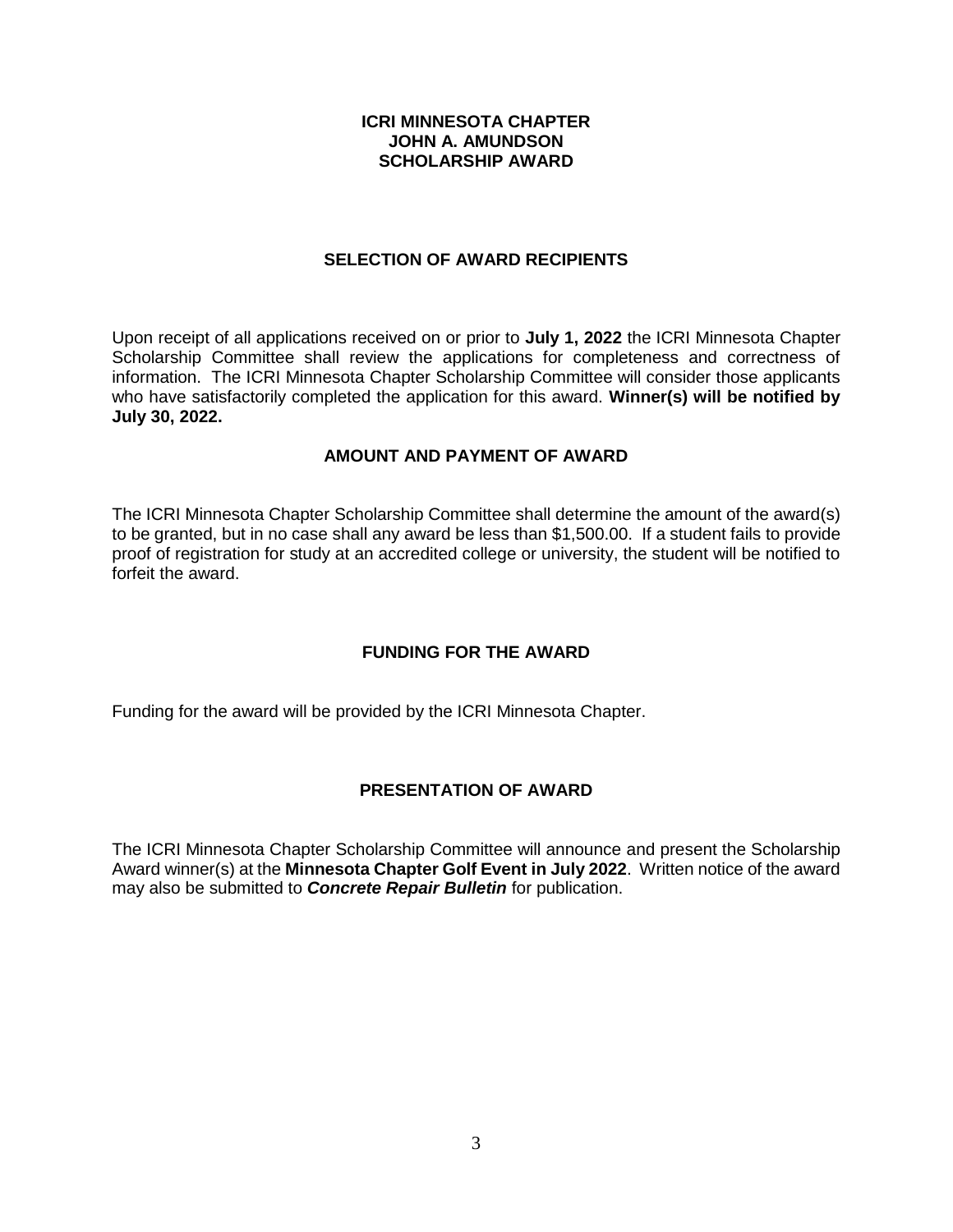# ICRI MINNESOTA CHAPTER
# JOHN A. AMUNDSON
# SCHOLARSHIP AWARD

## SELECTION OF AWARD RECIPIENTS

Upon receipt of all applications received on or prior to **July 1, 2022** the ICRI Minnesota Chapter Scholarship Committee shall review the applications for completeness and correctness of information. The ICRI Minnesota Chapter Scholarship Committee will consider those applicants who have satisfactorily completed the application for this award. **Winner(s) will be notified by July 30, 2022.**

## AMOUNT AND PAYMENT OF AWARD

The ICRI Minnesota Chapter Scholarship Committee shall determine the amount of the award(s) to be granted, but in no case shall any award be less than $1,500.00. If a student fails to provide proof of registration for study at an accredited college or university, the student will be notified to forfeit the award.

## FUNDING FOR THE AWARD

Funding for the award will be provided by the ICRI Minnesota Chapter.

## PRESENTATION OF AWARD

The ICRI Minnesota Chapter Scholarship Committee will announce and present the Scholarship Award winner(s) at the **Minnesota Chapter Golf Event in July 2022**. Written notice of the award may also be submitted to ***Concrete Repair Bulletin*** for publication.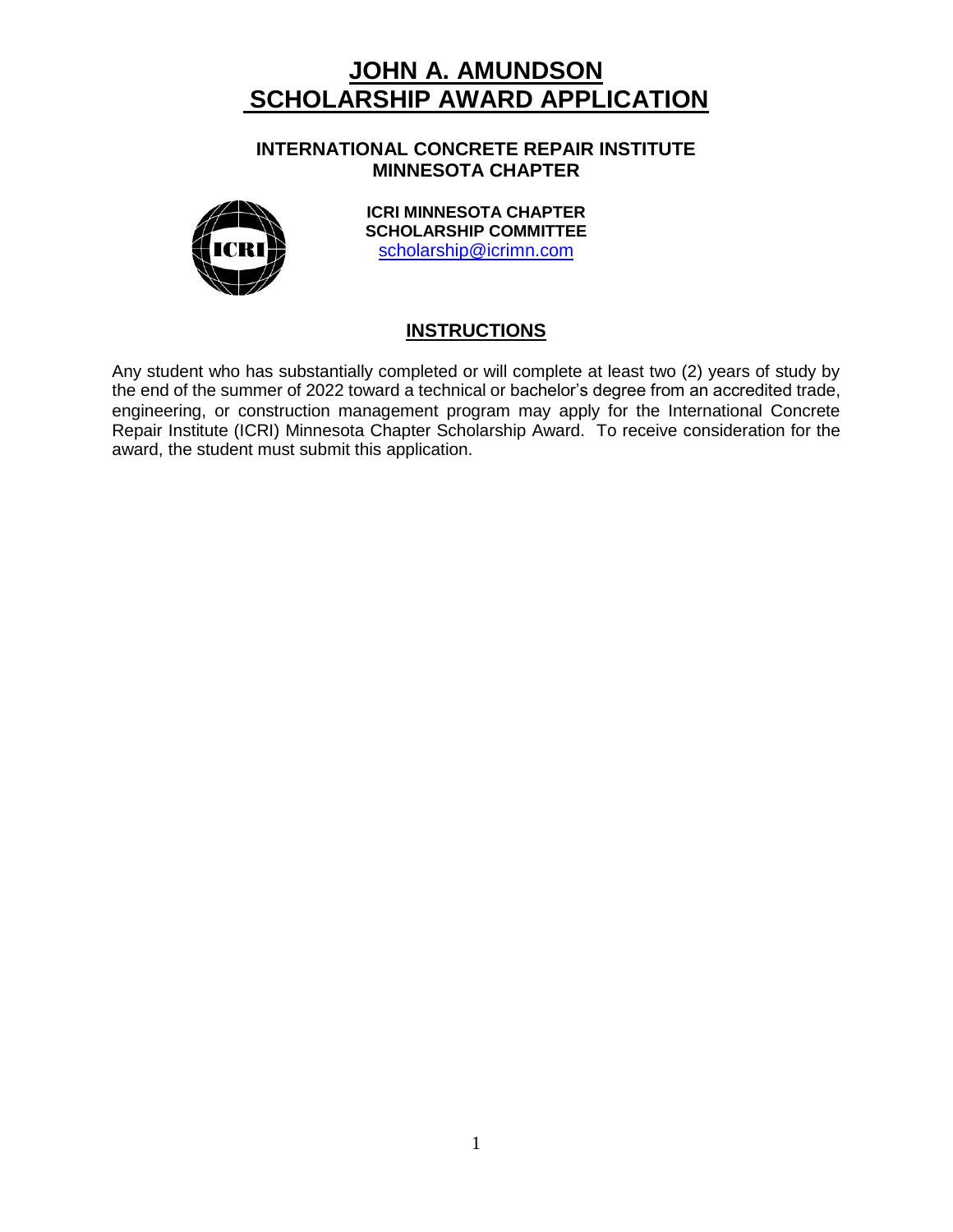# JOHN A. AMUNDSON SCHOLARSHIP AWARD APPLICATION

## INTERNATIONAL CONCRETE REPAIR INSTITUTE MINNESOTA CHAPTER

**ICRI MINNESOTA CHAPTER SCHOLARSHIP COMMITTEE**
scholarship@icrimn.com

## INSTRUCTIONS

Any student who has substantially completed or will complete at least two (2) years of study by the end of the summer of 2022 toward a technical or bachelor's degree from an accredited trade, engineering, or construction management program may apply for the International Concrete Repair Institute (ICRI) Minnesota Chapter Scholarship Award. To receive consideration for the award, the student must submit this application.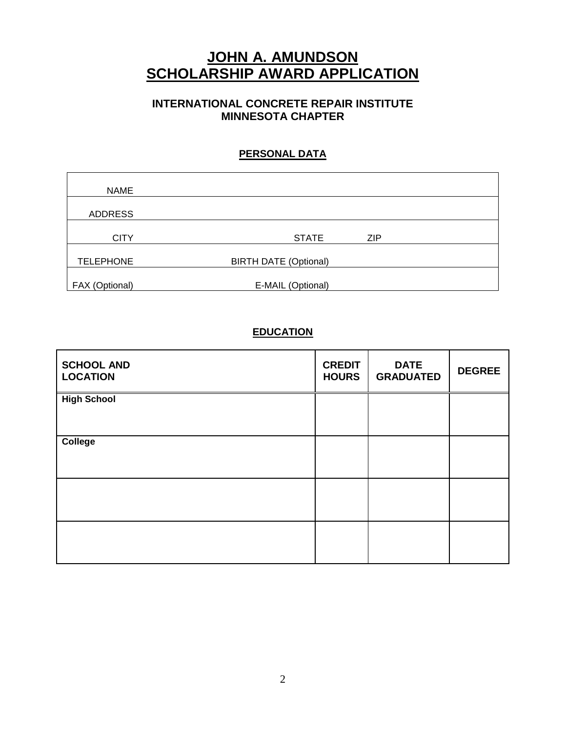# JOHN A. AMUNDSON
# SCHOLARSHIP AWARD APPLICATION

### INTERNATIONAL CONCRETE REPAIR INSTITUTE
### MINNESOTA CHAPTER

## PERSONAL DATA

| | | | |
|---|---|---|---|
| NAME | | | |
| ADDRESS | | | |
| CITY | STATE | ZIP | |
| TELEPHONE | BIRTH DATE (Optional) | | |
| FAX (Optional) | E-MAIL (Optional) | | |

## EDUCATION

| SCHOOL AND LOCATION | CREDIT HOURS | DATE GRADUATED | DEGREE |
|---|---|---|---|
| **High School** | | | |
| **College** | | | |
| | | | |
| | | | |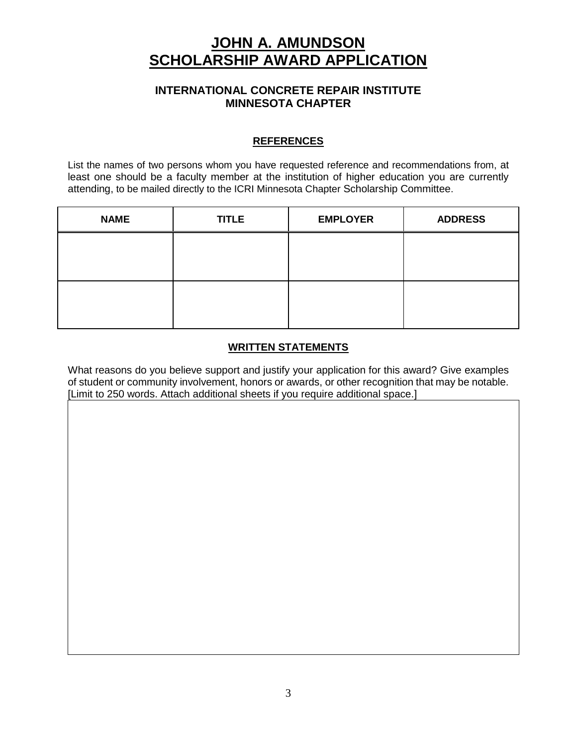# JOHN A. AMUNDSON SCHOLARSHIP AWARD APPLICATION

### INTERNATIONAL CONCRETE REPAIR INSTITUTE
### MINNESOTA CHAPTER

## REFERENCES

List the names of two persons whom you have requested reference and recommendations from, at least one should be a faculty member at the institution of higher education you are currently attending, to be mailed directly to the ICRI Minnesota Chapter Scholarship Committee.

| NAME | TITLE | EMPLOYER | ADDRESS |
|---|---|---|---|
| | | | |
| | | | |

## WRITTEN STATEMENTS

What reasons do you believe support and justify your application for this award? Give examples of student or community involvement, honors or awards, or other recognition that may be notable. [Limit to 250 words. Attach additional sheets if you require additional space.]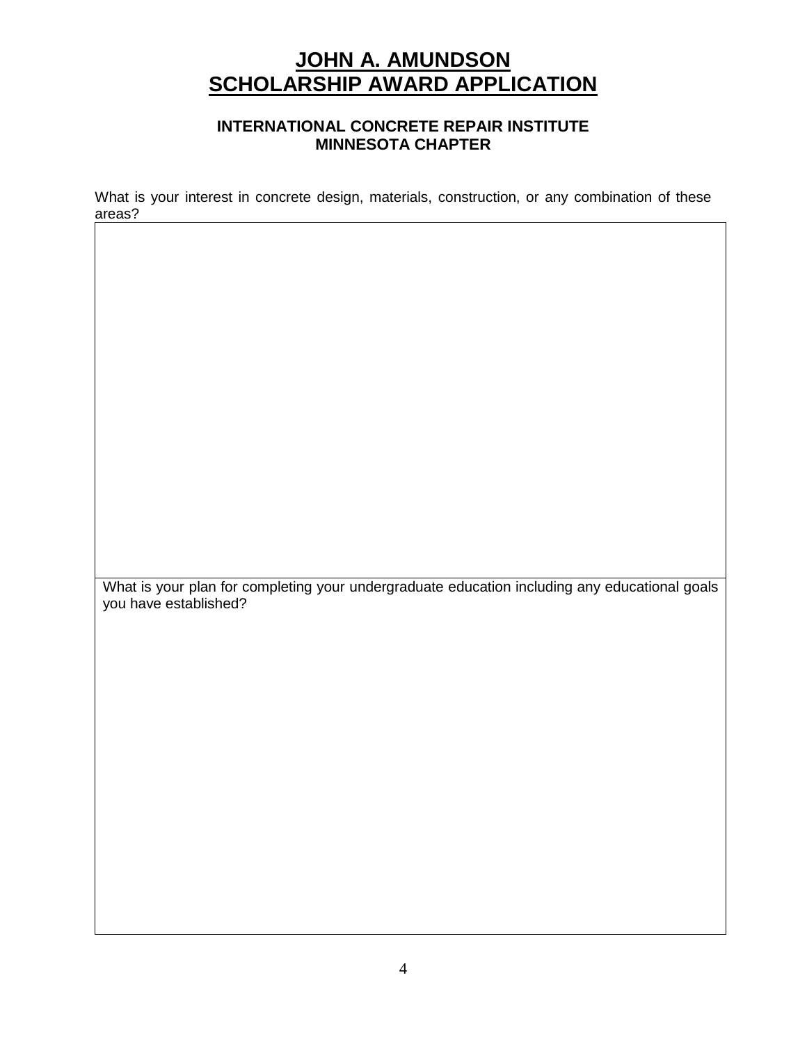# JOHN A. AMUNDSON
# SCHOLARSHIP AWARD APPLICATION

### INTERNATIONAL CONCRETE REPAIR INSTITUTE
### MINNESOTA CHAPTER

What is your interest in concrete design, materials, construction, or any combination of these areas?

What is your plan for completing your undergraduate education including any educational goals you have established?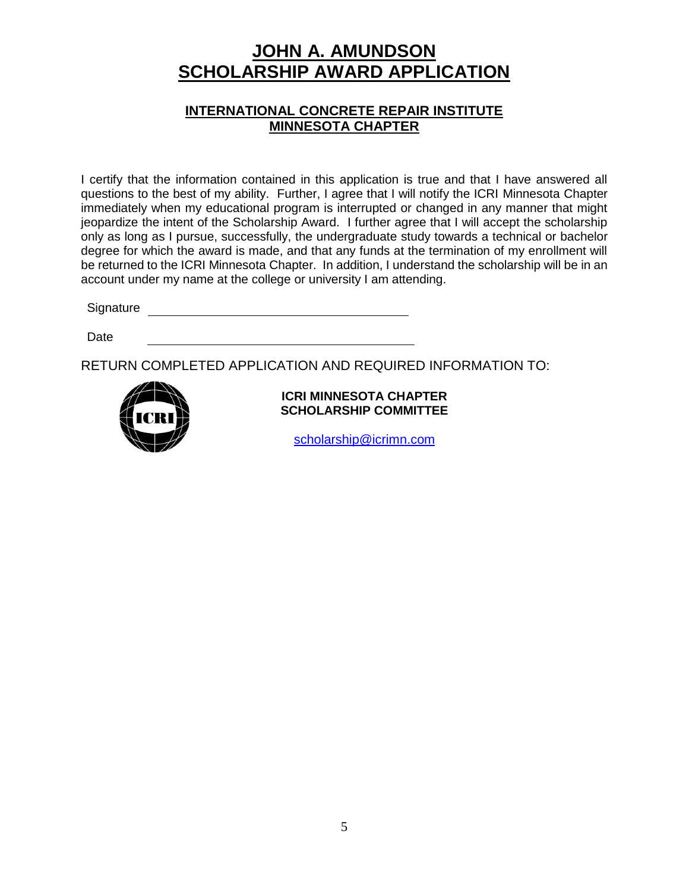# JOHN A. AMUNDSON SCHOLARSHIP AWARD APPLICATION

## INTERNATIONAL CONCRETE REPAIR INSTITUTE MINNESOTA CHAPTER

I certify that the information contained in this application is true and that I have answered all questions to the best of my ability. Further, I agree that I will notify the ICRI Minnesota Chapter immediately when my educational program is interrupted or changed in any manner that might jeopardize the intent of the Scholarship Award. I further agree that I will accept the scholarship only as long as I pursue, successfully, the undergraduate study towards a technical or bachelor degree for which the award is made, and that any funds at the termination of my enrollment will be returned to the ICRI Minnesota Chapter. In addition, I understand the scholarship will be in an account under my name at the college or university I am attending.

Signature ______________________________

Date ______________________________

RETURN COMPLETED APPLICATION AND REQUIRED INFORMATION TO:

**ICRI MINNESOTA CHAPTER**
**SCHOLARSHIP COMMITTEE**

scholarship@icrimn.com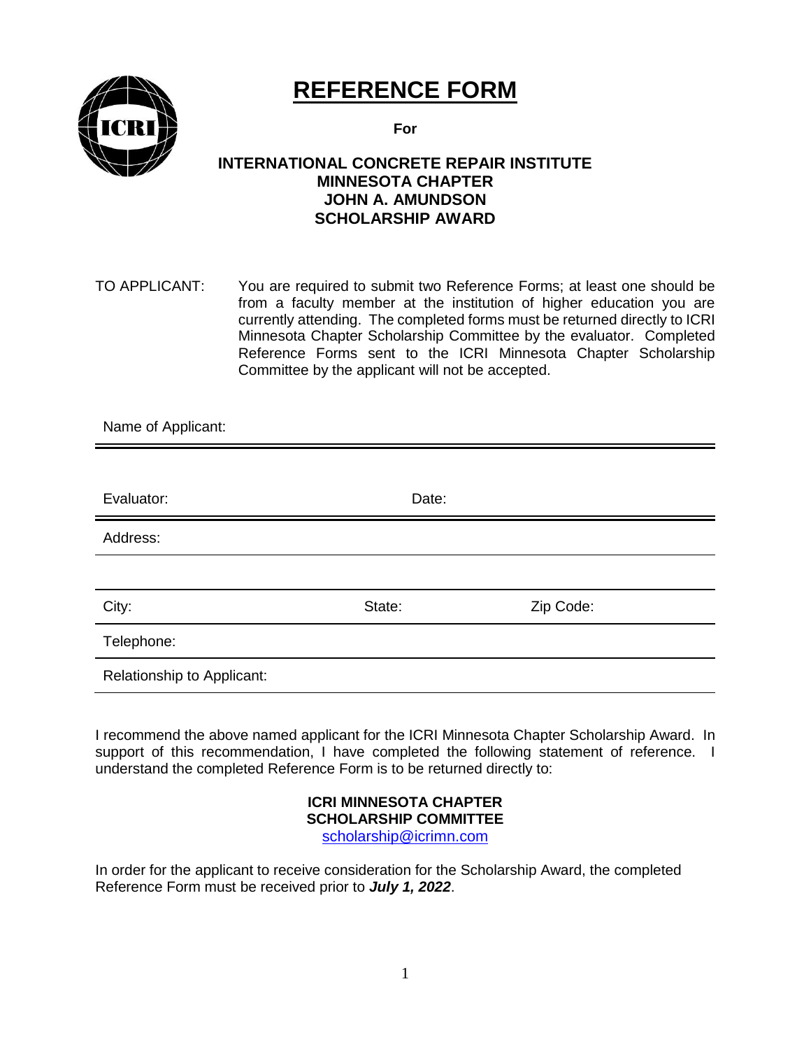# REFERENCE FORM

**For**

**INTERNATIONAL CONCRETE REPAIR INSTITUTE**
**MINNESOTA CHAPTER**
**JOHN A. AMUNDSON**
**SCHOLARSHIP AWARD**

TO APPLICANT: You are required to submit two Reference Forms; at least one should be from a faculty member at the institution of higher education you are currently attending. The completed forms must be returned directly to ICRI Minnesota Chapter Scholarship Committee by the evaluator. Completed Reference Forms sent to the ICRI Minnesota Chapter Scholarship Committee by the applicant will not be accepted.

Name of Applicant:

---

Evaluator: Date:

---

Address:

---

City: State: Zip Code:

---

Telephone:

---

Relationship to Applicant:

---

I recommend the above named applicant for the ICRI Minnesota Chapter Scholarship Award. In support of this recommendation, I have completed the following statement of reference. I understand the completed Reference Form is to be returned directly to:

**ICRI MINNESOTA CHAPTER**
**SCHOLARSHIP COMMITTEE**
scholarship@icrimn.com

In order for the applicant to receive consideration for the Scholarship Award, the completed Reference Form must be received prior to ***July 1, 2022***.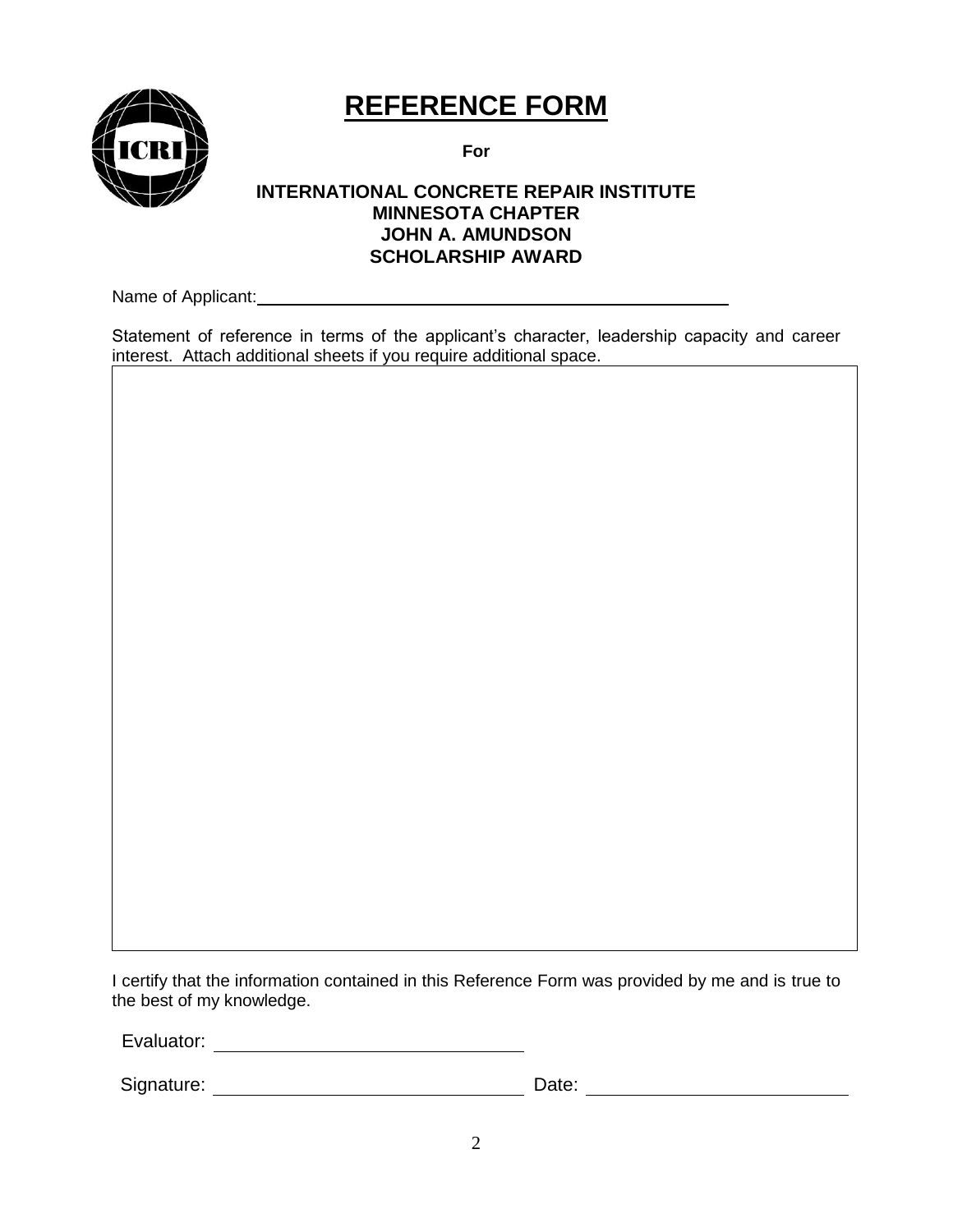# REFERENCE FORM

**For**

**INTERNATIONAL CONCRETE REPAIR INSTITUTE**
**MINNESOTA CHAPTER**
**JOHN A. AMUNDSON**
**SCHOLARSHIP AWARD**

Name of Applicant: \_\_\_\_\_\_\_\_\_\_\_\_\_\_\_\_\_\_\_\_\_\_\_\_\_\_\_\_\_\_\_\_\_\_\_\_\_\_\_\_\_\_\_\_

Statement of reference in terms of the applicant's character, leadership capacity and career interest. Attach additional sheets if you require additional space.

I certify that the information contained in this Reference Form was provided by me and is true to the best of my knowledge.

Evaluator: \_\_\_\_\_\_\_\_\_\_\_\_\_\_\_\_\_\_\_\_\_\_\_\_\_\_\_\_\_\_

Signature: \_\_\_\_\_\_\_\_\_\_\_\_\_\_\_\_\_\_\_\_\_\_\_\_\_\_\_\_\_\_ Date: \_\_\_\_\_\_\_\_\_\_\_\_\_\_\_\_\_\_\_\_\_\_\_\_